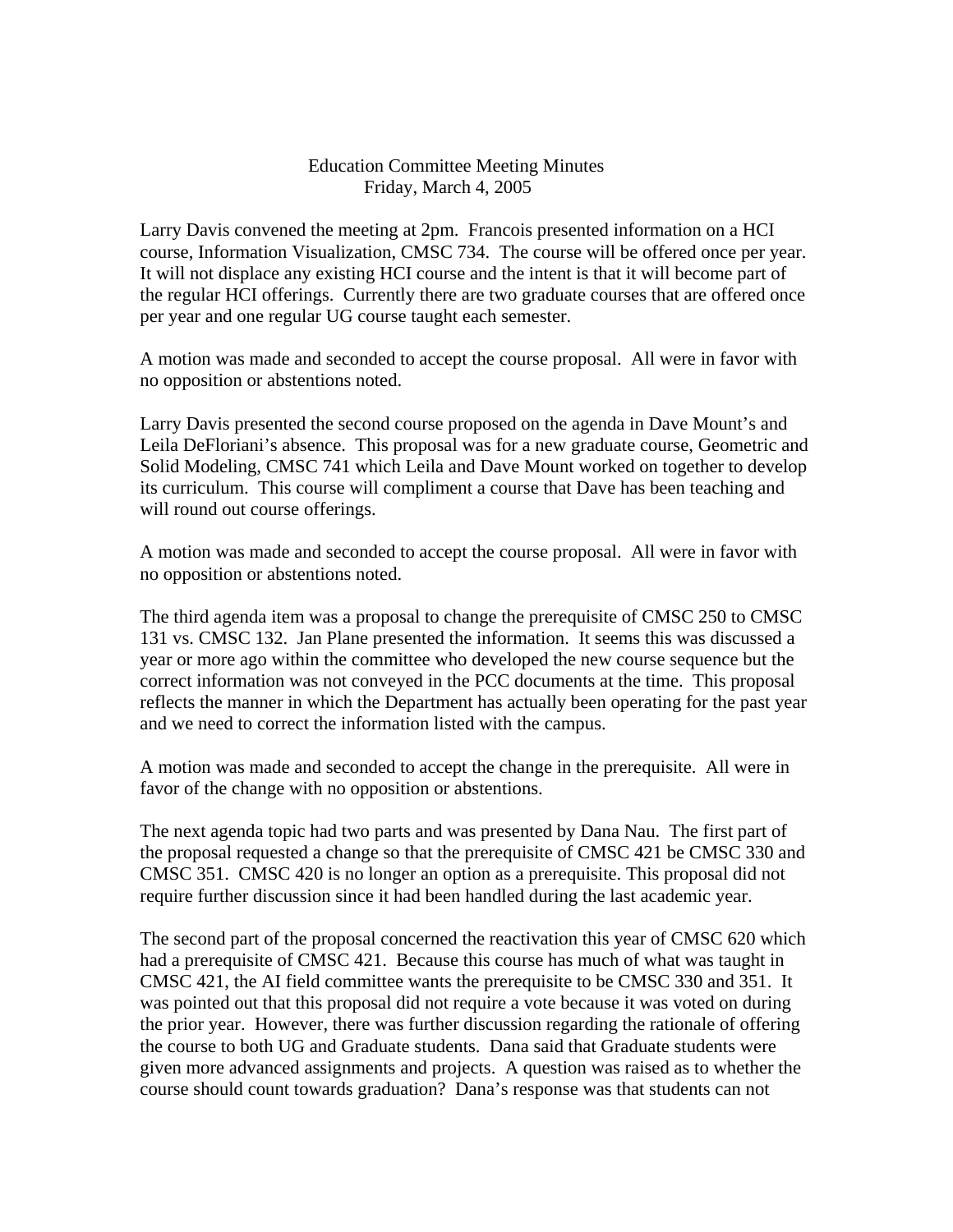# Education Committee Meeting Minutes
## Friday, March 4, 2005

Larry Davis convened the meeting at 2pm. Francois presented information on a HCI course, Information Visualization, CMSC 734. The course will be offered once per year. It will not displace any existing HCI course and the intent is that it will become part of the regular HCI offerings. Currently there are two graduate courses that are offered once per year and one regular UG course taught each semester.

A motion was made and seconded to accept the course proposal. All were in favor with no opposition or abstentions noted.

Larry Davis presented the second course proposed on the agenda in Dave Mount's and Leila DeFloriani's absence. This proposal was for a new graduate course, Geometric and Solid Modeling, CMSC 741 which Leila and Dave Mount worked on together to develop its curriculum. This course will compliment a course that Dave has been teaching and will round out course offerings.

A motion was made and seconded to accept the course proposal. All were in favor with no opposition or abstentions noted.

The third agenda item was a proposal to change the prerequisite of CMSC 250 to CMSC 131 vs. CMSC 132. Jan Plane presented the information. It seems this was discussed a year or more ago within the committee who developed the new course sequence but the correct information was not conveyed in the PCC documents at the time. This proposal reflects the manner in which the Department has actually been operating for the past year and we need to correct the information listed with the campus.

A motion was made and seconded to accept the change in the prerequisite. All were in favor of the change with no opposition or abstentions.

The next agenda topic had two parts and was presented by Dana Nau. The first part of the proposal requested a change so that the prerequisite of CMSC 421 be CMSC 330 and CMSC 351. CMSC 420 is no longer an option as a prerequisite. This proposal did not require further discussion since it had been handled during the last academic year.

The second part of the proposal concerned the reactivation this year of CMSC 620 which had a prerequisite of CMSC 421. Because this course has much of what was taught in CMSC 421, the AI field committee wants the prerequisite to be CMSC 330 and 351. It was pointed out that this proposal did not require a vote because it was voted on during the prior year. However, there was further discussion regarding the rationale of offering the course to both UG and Graduate students. Dana said that Graduate students were given more advanced assignments and projects. A question was raised as to whether the course should count towards graduation? Dana's response was that students can not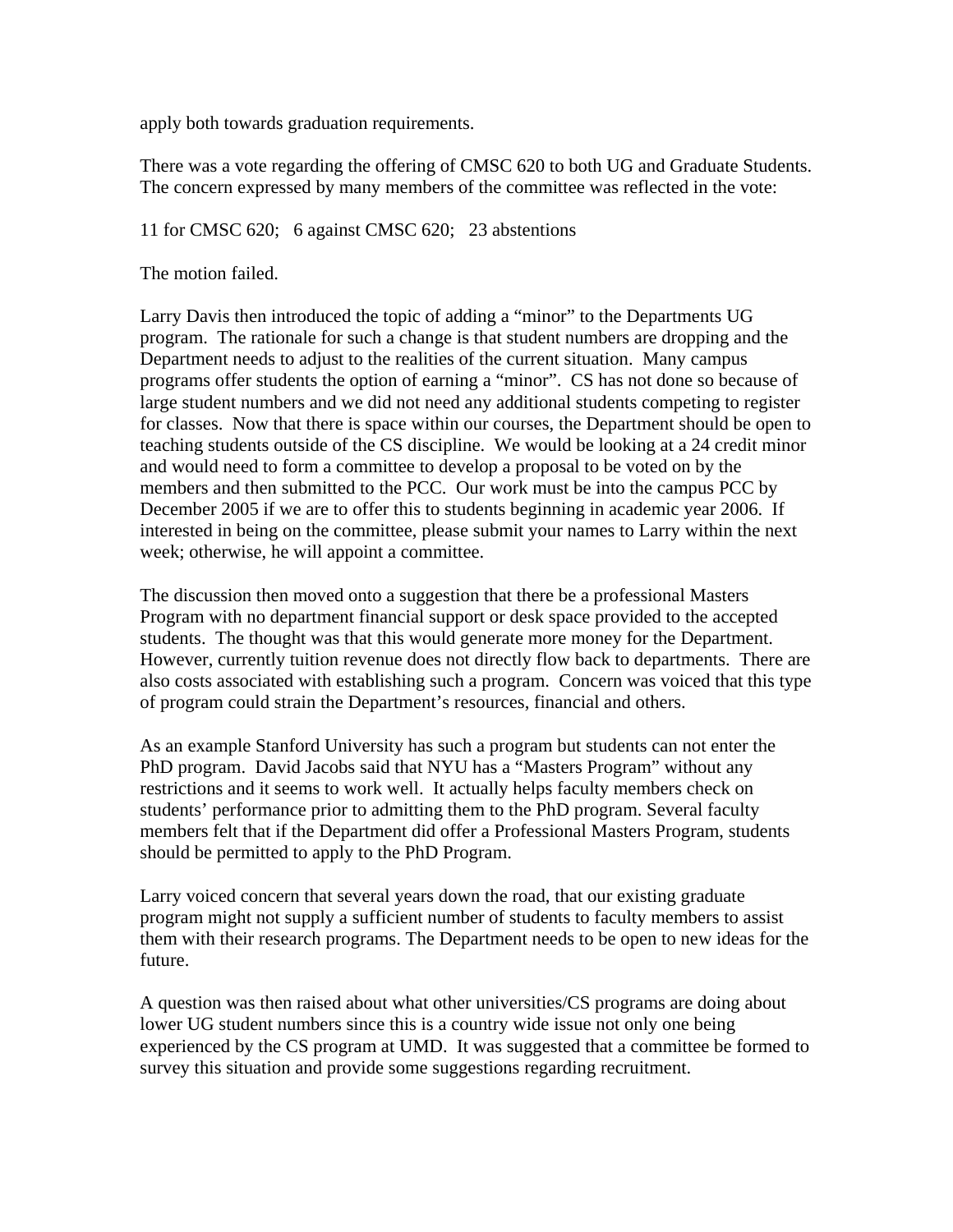apply both towards graduation requirements.

There was a vote regarding the offering of CMSC 620 to both UG and Graduate Students. The concern expressed by many members of the committee was reflected in the vote:

11 for CMSC 620;   6 against CMSC 620;   23 abstentions

The motion failed.

Larry Davis then introduced the topic of adding a "minor" to the Departments UG program. The rationale for such a change is that student numbers are dropping and the Department needs to adjust to the realities of the current situation. Many campus programs offer students the option of earning a "minor". CS has not done so because of large student numbers and we did not need any additional students competing to register for classes. Now that there is space within our courses, the Department should be open to teaching students outside of the CS discipline. We would be looking at a 24 credit minor and would need to form a committee to develop a proposal to be voted on by the members and then submitted to the PCC. Our work must be into the campus PCC by December 2005 if we are to offer this to students beginning in academic year 2006. If interested in being on the committee, please submit your names to Larry within the next week; otherwise, he will appoint a committee.

The discussion then moved onto a suggestion that there be a professional Masters Program with no department financial support or desk space provided to the accepted students. The thought was that this would generate more money for the Department. However, currently tuition revenue does not directly flow back to departments. There are also costs associated with establishing such a program. Concern was voiced that this type of program could strain the Department's resources, financial and others.

As an example Stanford University has such a program but students can not enter the PhD program. David Jacobs said that NYU has a "Masters Program" without any restrictions and it seems to work well. It actually helps faculty members check on students' performance prior to admitting them to the PhD program. Several faculty members felt that if the Department did offer a Professional Masters Program, students should be permitted to apply to the PhD Program.

Larry voiced concern that several years down the road, that our existing graduate program might not supply a sufficient number of students to faculty members to assist them with their research programs. The Department needs to be open to new ideas for the future.

A question was then raised about what other universities/CS programs are doing about lower UG student numbers since this is a country wide issue not only one being experienced by the CS program at UMD. It was suggested that a committee be formed to survey this situation and provide some suggestions regarding recruitment.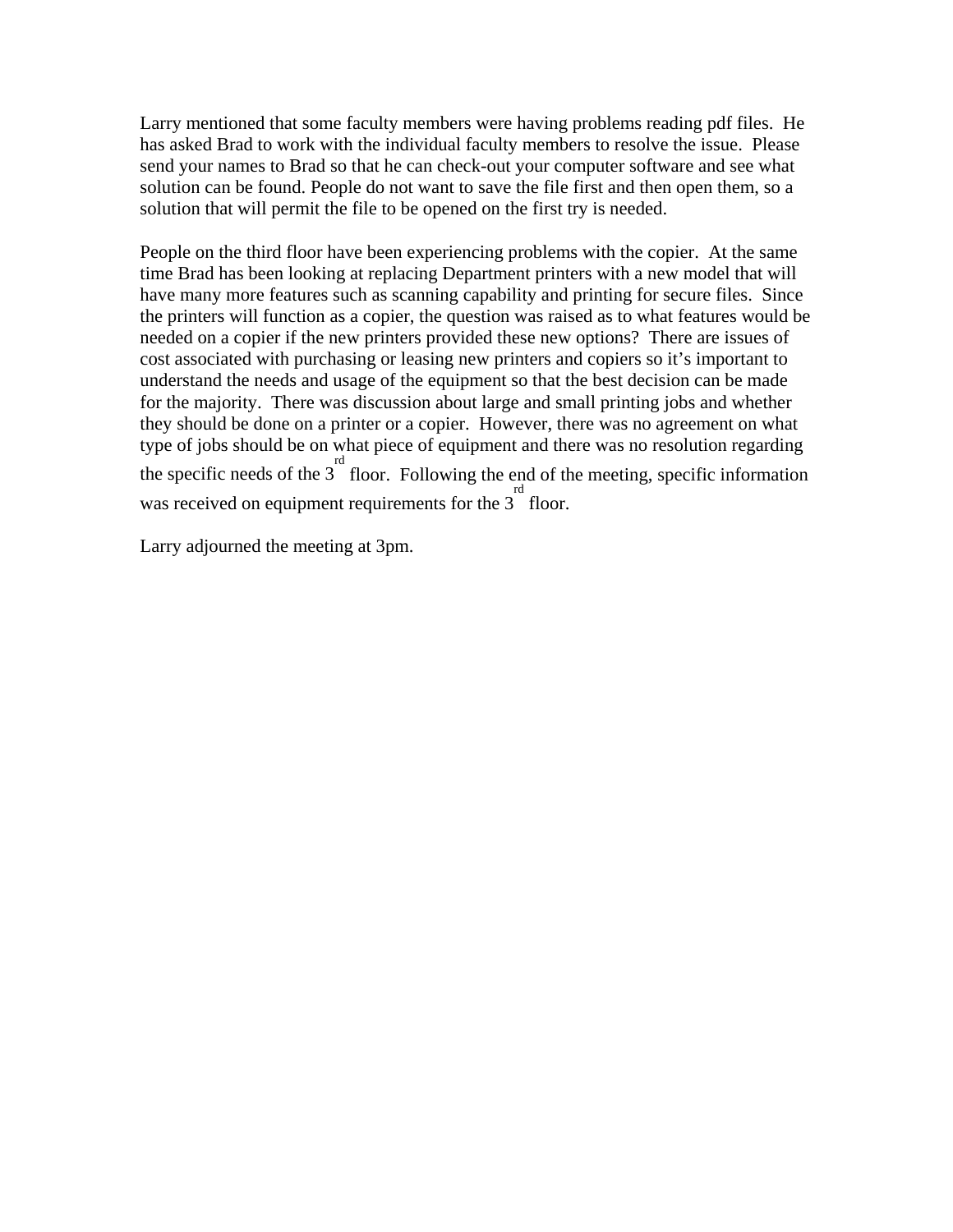Larry mentioned that some faculty members were having problems reading pdf files. He has asked Brad to work with the individual faculty members to resolve the issue. Please send your names to Brad so that he can check-out your computer software and see what solution can be found. People do not want to save the file first and then open them, so a solution that will permit the file to be opened on the first try is needed.

People on the third floor have been experiencing problems with the copier. At the same time Brad has been looking at replacing Department printers with a new model that will have many more features such as scanning capability and printing for secure files. Since the printers will function as a copier, the question was raised as to what features would be needed on a copier if the new printers provided these new options? There are issues of cost associated with purchasing or leasing new printers and copiers so it's important to understand the needs and usage of the equipment so that the best decision can be made for the majority. There was discussion about large and small printing jobs and whether they should be done on a printer or a copier. However, there was no agreement on what type of jobs should be on what piece of equipment and there was no resolution regarding the specific needs of the 3rd floor. Following the end of the meeting, specific information was received on equipment requirements for the 3rd floor.

Larry adjourned the meeting at 3pm.